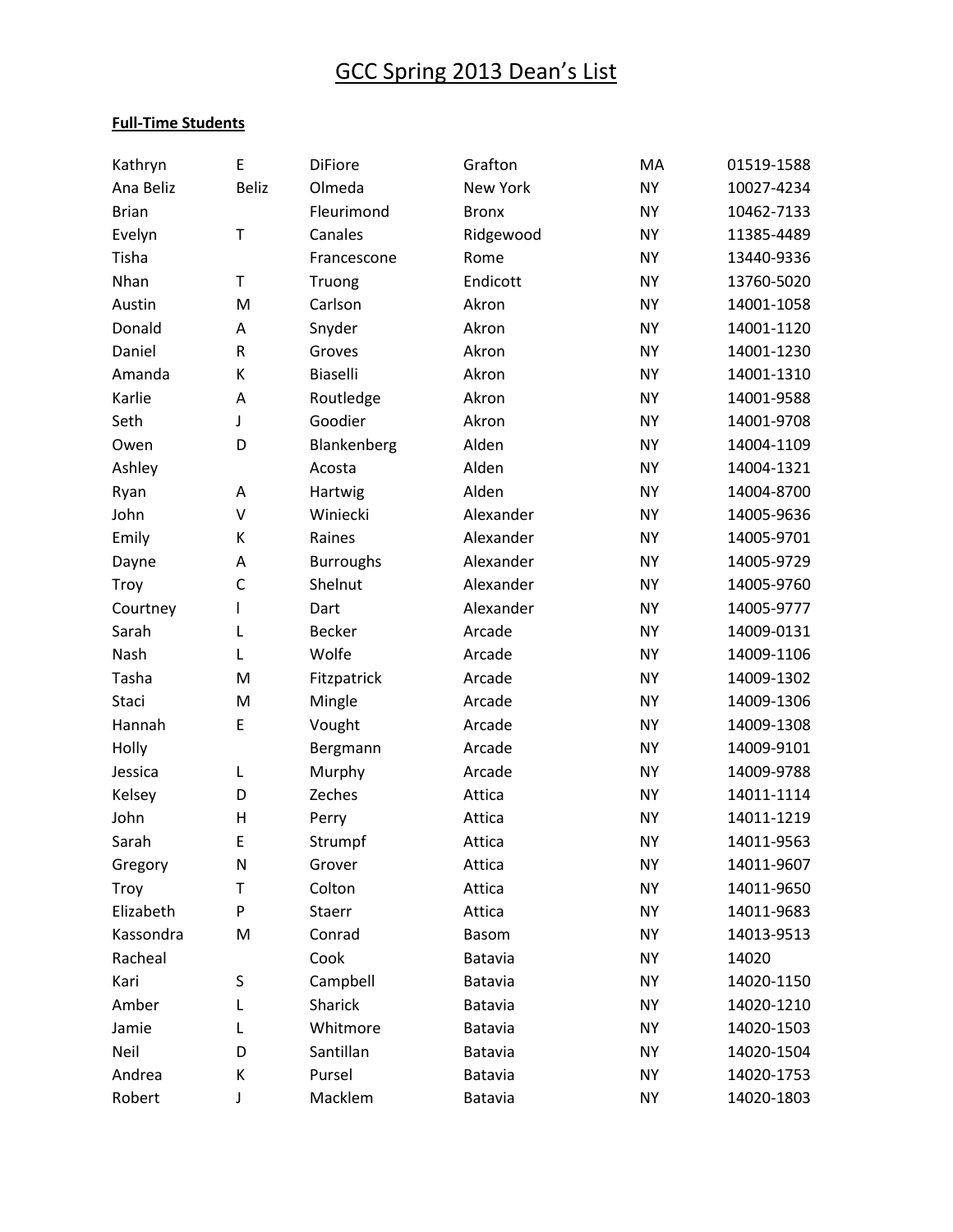# GCC Spring 2013 Dean's List

**Full-Time Students**

| | | | | | |
|---|---|---|---|---|---|
| Kathryn | E | DiFiore | Grafton | MA | 01519-1588 |
| Ana Beliz | Beliz | Olmeda | New York | NY | 10027-4234 |
| Brian | | Fleurimond | Bronx | NY | 10462-7133 |
| Evelyn | T | Canales | Ridgewood | NY | 11385-4489 |
| Tisha | | Francescone | Rome | NY | 13440-9336 |
| Nhan | T | Truong | Endicott | NY | 13760-5020 |
| Austin | M | Carlson | Akron | NY | 14001-1058 |
| Donald | A | Snyder | Akron | NY | 14001-1120 |
| Daniel | R | Groves | Akron | NY | 14001-1230 |
| Amanda | K | Biaselli | Akron | NY | 14001-1310 |
| Karlie | A | Routledge | Akron | NY | 14001-9588 |
| Seth | J | Goodier | Akron | NY | 14001-9708 |
| Owen | D | Blankenberg | Alden | NY | 14004-1109 |
| Ashley | | Acosta | Alden | NY | 14004-1321 |
| Ryan | A | Hartwig | Alden | NY | 14004-8700 |
| John | V | Winiecki | Alexander | NY | 14005-9636 |
| Emily | K | Raines | Alexander | NY | 14005-9701 |
| Dayne | A | Burroughs | Alexander | NY | 14005-9729 |
| Troy | C | Shelnut | Alexander | NY | 14005-9760 |
| Courtney | I | Dart | Alexander | NY | 14005-9777 |
| Sarah | L | Becker | Arcade | NY | 14009-0131 |
| Nash | L | Wolfe | Arcade | NY | 14009-1106 |
| Tasha | M | Fitzpatrick | Arcade | NY | 14009-1302 |
| Staci | M | Mingle | Arcade | NY | 14009-1306 |
| Hannah | E | Vought | Arcade | NY | 14009-1308 |
| Holly | | Bergmann | Arcade | NY | 14009-9101 |
| Jessica | L | Murphy | Arcade | NY | 14009-9788 |
| Kelsey | D | Zeches | Attica | NY | 14011-1114 |
| John | H | Perry | Attica | NY | 14011-1219 |
| Sarah | E | Strumpf | Attica | NY | 14011-9563 |
| Gregory | N | Grover | Attica | NY | 14011-9607 |
| Troy | T | Colton | Attica | NY | 14011-9650 |
| Elizabeth | P | Staerr | Attica | NY | 14011-9683 |
| Kassondra | M | Conrad | Basom | NY | 14013-9513 |
| Racheal | | Cook | Batavia | NY | 14020 |
| Kari | S | Campbell | Batavia | NY | 14020-1150 |
| Amber | L | Sharick | Batavia | NY | 14020-1210 |
| Jamie | L | Whitmore | Batavia | NY | 14020-1503 |
| Neil | D | Santillan | Batavia | NY | 14020-1504 |
| Andrea | K | Pursel | Batavia | NY | 14020-1753 |
| Robert | J | Macklem | Batavia | NY | 14020-1803 |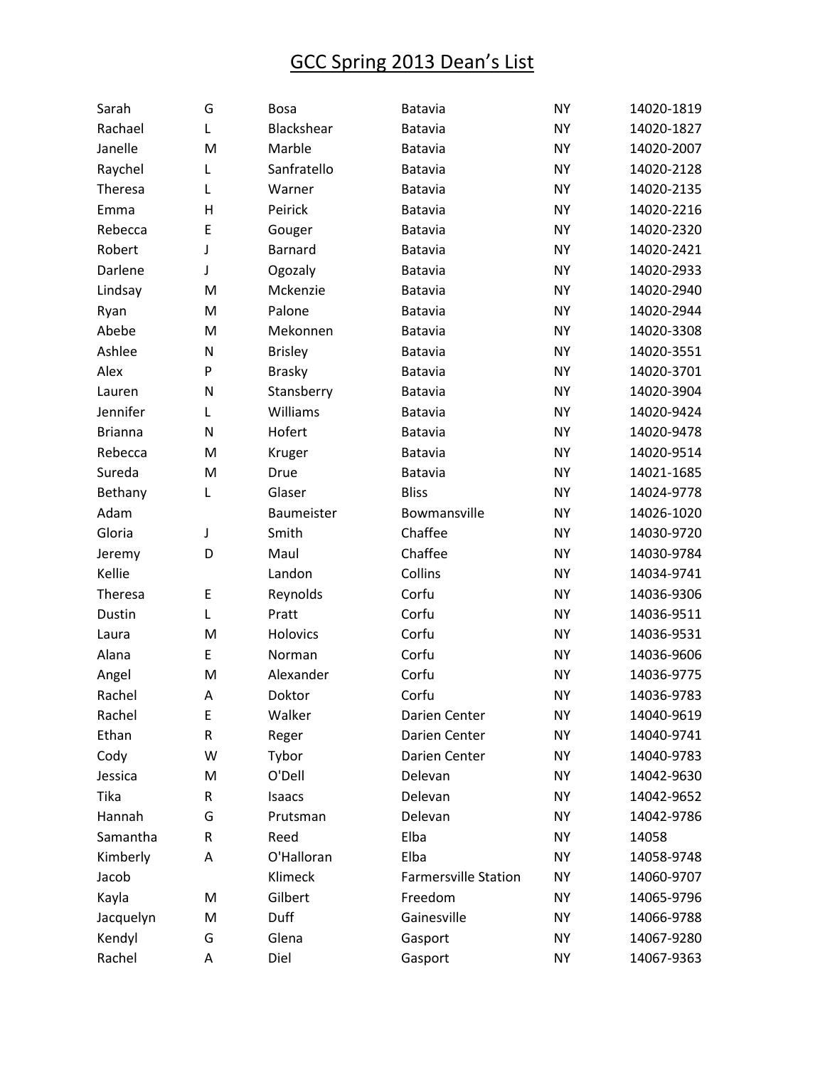# GCC Spring 2013 Dean's List

| | | | | | |
|---|---|---|---|---|---|
| Sarah | G | Bosa | Batavia | NY | 14020-1819 |
| Rachael | L | Blackshear | Batavia | NY | 14020-1827 |
| Janelle | M | Marble | Batavia | NY | 14020-2007 |
| Raychel | L | Sanfratello | Batavia | NY | 14020-2128 |
| Theresa | L | Warner | Batavia | NY | 14020-2135 |
| Emma | H | Peirick | Batavia | NY | 14020-2216 |
| Rebecca | E | Gouger | Batavia | NY | 14020-2320 |
| Robert | J | Barnard | Batavia | NY | 14020-2421 |
| Darlene | J | Ogozaly | Batavia | NY | 14020-2933 |
| Lindsay | M | Mckenzie | Batavia | NY | 14020-2940 |
| Ryan | M | Palone | Batavia | NY | 14020-2944 |
| Abebe | M | Mekonnen | Batavia | NY | 14020-3308 |
| Ashlee | N | Brisley | Batavia | NY | 14020-3551 |
| Alex | P | Brasky | Batavia | NY | 14020-3701 |
| Lauren | N | Stansberry | Batavia | NY | 14020-3904 |
| Jennifer | L | Williams | Batavia | NY | 14020-9424 |
| Brianna | N | Hofert | Batavia | NY | 14020-9478 |
| Rebecca | M | Kruger | Batavia | NY | 14020-9514 |
| Sureda | M | Drue | Batavia | NY | 14021-1685 |
| Bethany | L | Glaser | Bliss | NY | 14024-9778 |
| Adam | | Baumeister | Bowmansville | NY | 14026-1020 |
| Gloria | J | Smith | Chaffee | NY | 14030-9720 |
| Jeremy | D | Maul | Chaffee | NY | 14030-9784 |
| Kellie | | Landon | Collins | NY | 14034-9741 |
| Theresa | E | Reynolds | Corfu | NY | 14036-9306 |
| Dustin | L | Pratt | Corfu | NY | 14036-9511 |
| Laura | M | Holovics | Corfu | NY | 14036-9531 |
| Alana | E | Norman | Corfu | NY | 14036-9606 |
| Angel | M | Alexander | Corfu | NY | 14036-9775 |
| Rachel | A | Doktor | Corfu | NY | 14036-9783 |
| Rachel | E | Walker | Darien Center | NY | 14040-9619 |
| Ethan | R | Reger | Darien Center | NY | 14040-9741 |
| Cody | W | Tybor | Darien Center | NY | 14040-9783 |
| Jessica | M | O'Dell | Delevan | NY | 14042-9630 |
| Tika | R | Isaacs | Delevan | NY | 14042-9652 |
| Hannah | G | Prutsman | Delevan | NY | 14042-9786 |
| Samantha | R | Reed | Elba | NY | 14058 |
| Kimberly | A | O'Halloran | Elba | NY | 14058-9748 |
| Jacob | | Klimeck | Farmersville Station | NY | 14060-9707 |
| Kayla | M | Gilbert | Freedom | NY | 14065-9796 |
| Jacquelyn | M | Duff | Gainesville | NY | 14066-9788 |
| Kendyl | G | Glena | Gasport | NY | 14067-9280 |
| Rachel | A | Diel | Gasport | NY | 14067-9363 |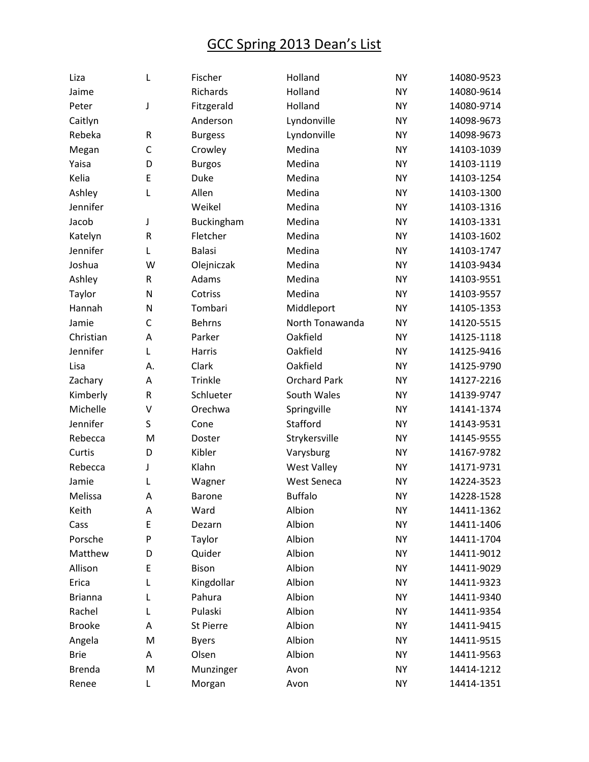# GCC Spring 2013 Dean's List

| | | | | | |
|---|---|---|---|---|---|
| Liza | L | Fischer | Holland | NY | 14080-9523 |
| Jaime | | Richards | Holland | NY | 14080-9614 |
| Peter | J | Fitzgerald | Holland | NY | 14080-9714 |
| Caitlyn | | Anderson | Lyndonville | NY | 14098-9673 |
| Rebeka | R | Burgess | Lyndonville | NY | 14098-9673 |
| Megan | C | Crowley | Medina | NY | 14103-1039 |
| Yaisa | D | Burgos | Medina | NY | 14103-1119 |
| Kelia | E | Duke | Medina | NY | 14103-1254 |
| Ashley | L | Allen | Medina | NY | 14103-1300 |
| Jennifer | | Weikel | Medina | NY | 14103-1316 |
| Jacob | J | Buckingham | Medina | NY | 14103-1331 |
| Katelyn | R | Fletcher | Medina | NY | 14103-1602 |
| Jennifer | L | Balasi | Medina | NY | 14103-1747 |
| Joshua | W | Olejniczak | Medina | NY | 14103-9434 |
| Ashley | R | Adams | Medina | NY | 14103-9551 |
| Taylor | N | Cotriss | Medina | NY | 14103-9557 |
| Hannah | N | Tombari | Middleport | NY | 14105-1353 |
| Jamie | C | Behrns | North Tonawanda | NY | 14120-5515 |
| Christian | A | Parker | Oakfield | NY | 14125-1118 |
| Jennifer | L | Harris | Oakfield | NY | 14125-9416 |
| Lisa | A. | Clark | Oakfield | NY | 14125-9790 |
| Zachary | A | Trinkle | Orchard Park | NY | 14127-2216 |
| Kimberly | R | Schlueter | South Wales | NY | 14139-9747 |
| Michelle | V | Orechwa | Springville | NY | 14141-1374 |
| Jennifer | S | Cone | Stafford | NY | 14143-9531 |
| Rebecca | M | Doster | Strykersville | NY | 14145-9555 |
| Curtis | D | Kibler | Varysburg | NY | 14167-9782 |
| Rebecca | J | Klahn | West Valley | NY | 14171-9731 |
| Jamie | L | Wagner | West Seneca | NY | 14224-3523 |
| Melissa | A | Barone | Buffalo | NY | 14228-1528 |
| Keith | A | Ward | Albion | NY | 14411-1362 |
| Cass | E | Dezarn | Albion | NY | 14411-1406 |
| Porsche | P | Taylor | Albion | NY | 14411-1704 |
| Matthew | D | Quider | Albion | NY | 14411-9012 |
| Allison | E | Bison | Albion | NY | 14411-9029 |
| Erica | L | Kingdollar | Albion | NY | 14411-9323 |
| Brianna | L | Pahura | Albion | NY | 14411-9340 |
| Rachel | L | Pulaski | Albion | NY | 14411-9354 |
| Brooke | A | St Pierre | Albion | NY | 14411-9415 |
| Angela | M | Byers | Albion | NY | 14411-9515 |
| Brie | A | Olsen | Albion | NY | 14411-9563 |
| Brenda | M | Munzinger | Avon | NY | 14414-1212 |
| Renee | L | Morgan | Avon | NY | 14414-1351 |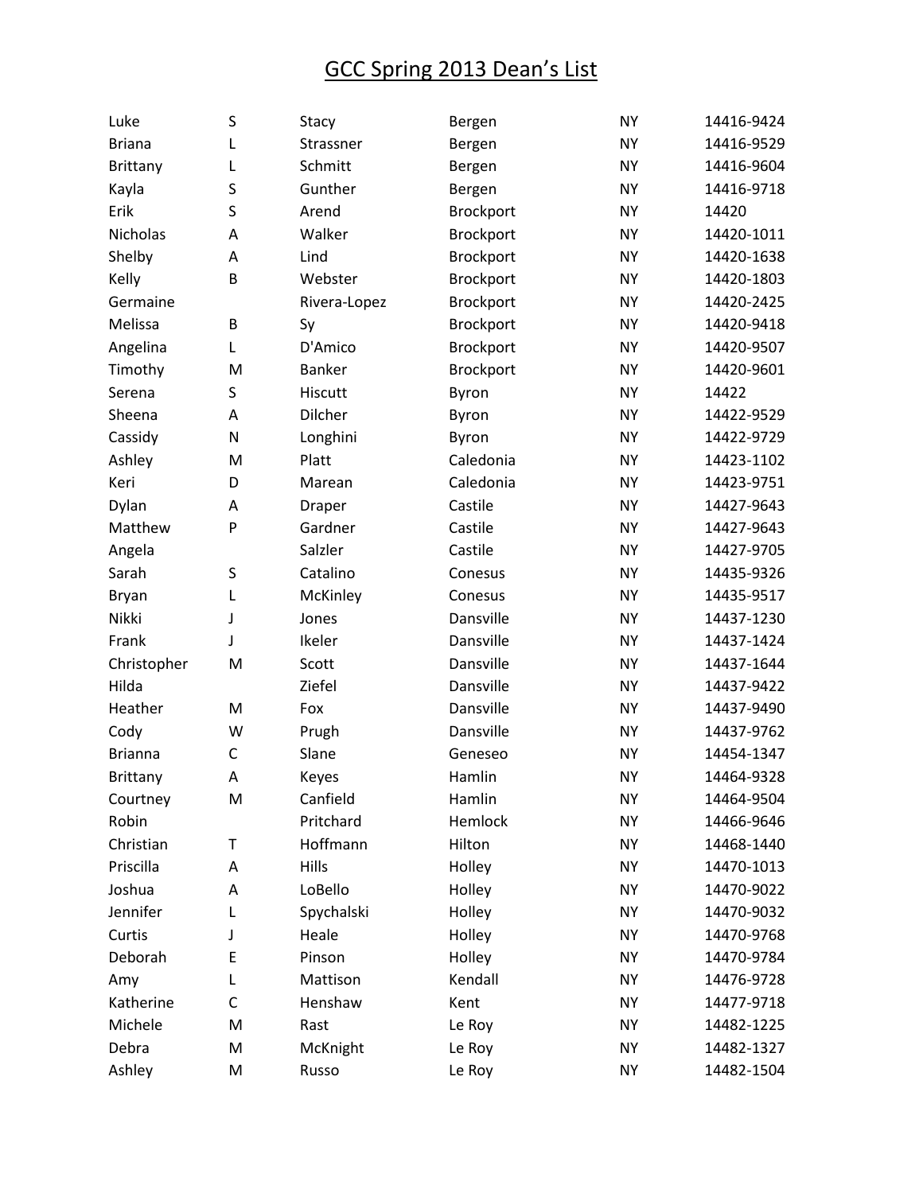# GCC Spring 2013 Dean's List

| | | | | | |
|---|---|---|---|---|---|
| Luke | S | Stacy | Bergen | NY | 14416-9424 |
| Briana | L | Strassner | Bergen | NY | 14416-9529 |
| Brittany | L | Schmitt | Bergen | NY | 14416-9604 |
| Kayla | S | Gunther | Bergen | NY | 14416-9718 |
| Erik | S | Arend | Brockport | NY | 14420 |
| Nicholas | A | Walker | Brockport | NY | 14420-1011 |
| Shelby | A | Lind | Brockport | NY | 14420-1638 |
| Kelly | B | Webster | Brockport | NY | 14420-1803 |
| Germaine | | Rivera-Lopez | Brockport | NY | 14420-2425 |
| Melissa | B | Sy | Brockport | NY | 14420-9418 |
| Angelina | L | D'Amico | Brockport | NY | 14420-9507 |
| Timothy | M | Banker | Brockport | NY | 14420-9601 |
| Serena | S | Hiscutt | Byron | NY | 14422 |
| Sheena | A | Dilcher | Byron | NY | 14422-9529 |
| Cassidy | N | Longhini | Byron | NY | 14422-9729 |
| Ashley | M | Platt | Caledonia | NY | 14423-1102 |
| Keri | D | Marean | Caledonia | NY | 14423-9751 |
| Dylan | A | Draper | Castile | NY | 14427-9643 |
| Matthew | P | Gardner | Castile | NY | 14427-9643 |
| Angela | | Salzler | Castile | NY | 14427-9705 |
| Sarah | S | Catalino | Conesus | NY | 14435-9326 |
| Bryan | L | McKinley | Conesus | NY | 14435-9517 |
| Nikki | J | Jones | Dansville | NY | 14437-1230 |
| Frank | J | Ikeler | Dansville | NY | 14437-1424 |
| Christopher | M | Scott | Dansville | NY | 14437-1644 |
| Hilda | | Ziefel | Dansville | NY | 14437-9422 |
| Heather | M | Fox | Dansville | NY | 14437-9490 |
| Cody | W | Prugh | Dansville | NY | 14437-9762 |
| Brianna | C | Slane | Geneseo | NY | 14454-1347 |
| Brittany | A | Keyes | Hamlin | NY | 14464-9328 |
| Courtney | M | Canfield | Hamlin | NY | 14464-9504 |
| Robin | | Pritchard | Hemlock | NY | 14466-9646 |
| Christian | T | Hoffmann | Hilton | NY | 14468-1440 |
| Priscilla | A | Hills | Holley | NY | 14470-1013 |
| Joshua | A | LoBello | Holley | NY | 14470-9022 |
| Jennifer | L | Spychalski | Holley | NY | 14470-9032 |
| Curtis | J | Heale | Holley | NY | 14470-9768 |
| Deborah | E | Pinson | Holley | NY | 14470-9784 |
| Amy | L | Mattison | Kendall | NY | 14476-9728 |
| Katherine | C | Henshaw | Kent | NY | 14477-9718 |
| Michele | M | Rast | Le Roy | NY | 14482-1225 |
| Debra | M | McKnight | Le Roy | NY | 14482-1327 |
| Ashley | M | Russo | Le Roy | NY | 14482-1504 |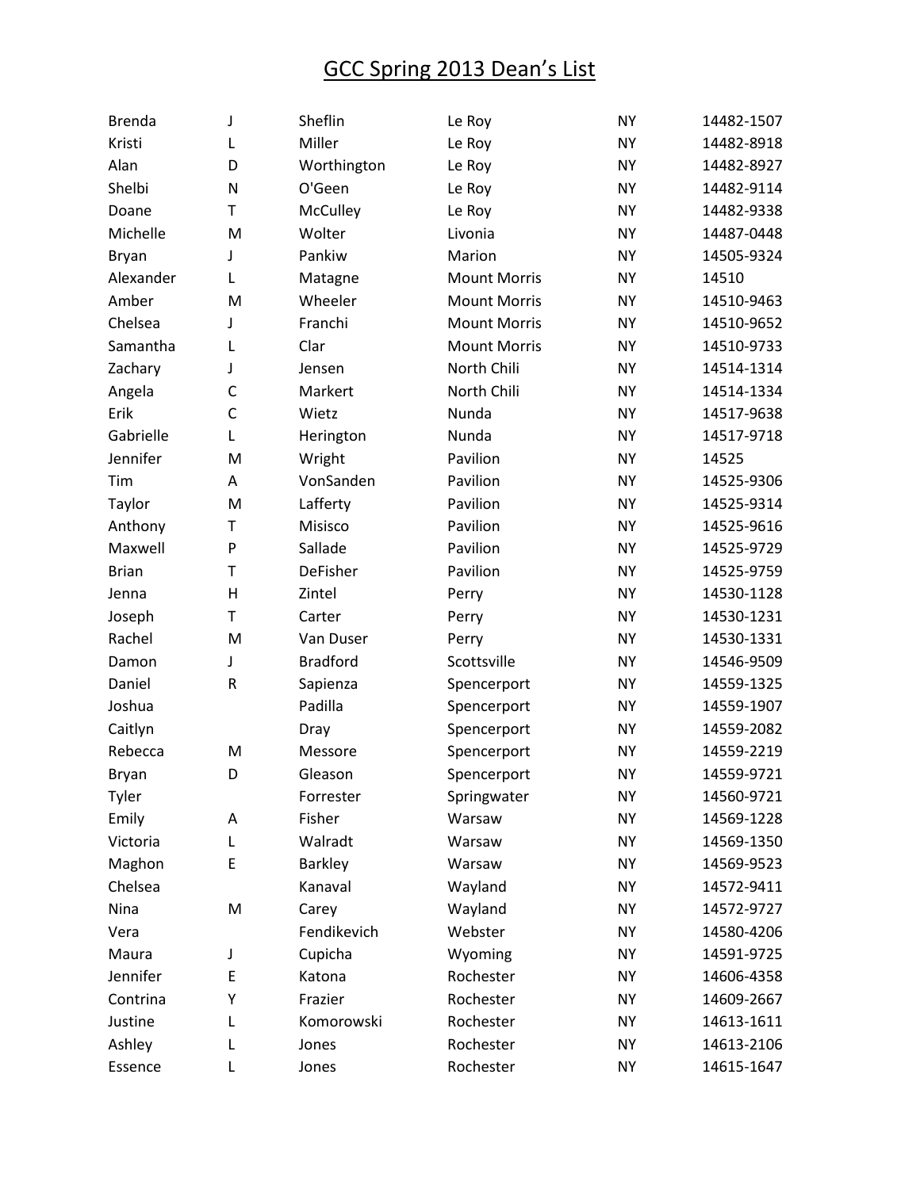# GCC Spring 2013 Dean's List

| | | | | | |
|---|---|---|---|---|---|
| Brenda | J | Sheflin | Le Roy | NY | 14482-1507 |
| Kristi | L | Miller | Le Roy | NY | 14482-8918 |
| Alan | D | Worthington | Le Roy | NY | 14482-8927 |
| Shelbi | N | O'Geen | Le Roy | NY | 14482-9114 |
| Doane | T | McCulley | Le Roy | NY | 14482-9338 |
| Michelle | M | Wolter | Livonia | NY | 14487-0448 |
| Bryan | J | Pankiw | Marion | NY | 14505-9324 |
| Alexander | L | Matagne | Mount Morris | NY | 14510 |
| Amber | M | Wheeler | Mount Morris | NY | 14510-9463 |
| Chelsea | J | Franchi | Mount Morris | NY | 14510-9652 |
| Samantha | L | Clar | Mount Morris | NY | 14510-9733 |
| Zachary | J | Jensen | North Chili | NY | 14514-1314 |
| Angela | C | Markert | North Chili | NY | 14514-1334 |
| Erik | C | Wietz | Nunda | NY | 14517-9638 |
| Gabrielle | L | Herington | Nunda | NY | 14517-9718 |
| Jennifer | M | Wright | Pavilion | NY | 14525 |
| Tim | A | VonSanden | Pavilion | NY | 14525-9306 |
| Taylor | M | Lafferty | Pavilion | NY | 14525-9314 |
| Anthony | T | Misisco | Pavilion | NY | 14525-9616 |
| Maxwell | P | Sallade | Pavilion | NY | 14525-9729 |
| Brian | T | DeFisher | Pavilion | NY | 14525-9759 |
| Jenna | H | Zintel | Perry | NY | 14530-1128 |
| Joseph | T | Carter | Perry | NY | 14530-1231 |
| Rachel | M | Van Duser | Perry | NY | 14530-1331 |
| Damon | J | Bradford | Scottsville | NY | 14546-9509 |
| Daniel | R | Sapienza | Spencerport | NY | 14559-1325 |
| Joshua | | Padilla | Spencerport | NY | 14559-1907 |
| Caitlyn | | Dray | Spencerport | NY | 14559-2082 |
| Rebecca | M | Messore | Spencerport | NY | 14559-2219 |
| Bryan | D | Gleason | Spencerport | NY | 14559-9721 |
| Tyler | | Forrester | Springwater | NY | 14560-9721 |
| Emily | A | Fisher | Warsaw | NY | 14569-1228 |
| Victoria | L | Walradt | Warsaw | NY | 14569-1350 |
| Maghon | E | Barkley | Warsaw | NY | 14569-9523 |
| Chelsea | | Kanaval | Wayland | NY | 14572-9411 |
| Nina | M | Carey | Wayland | NY | 14572-9727 |
| Vera | | Fendikevich | Webster | NY | 14580-4206 |
| Maura | J | Cupicha | Wyoming | NY | 14591-9725 |
| Jennifer | E | Katona | Rochester | NY | 14606-4358 |
| Contrina | Y | Frazier | Rochester | NY | 14609-2667 |
| Justine | L | Komorowski | Rochester | NY | 14613-1611 |
| Ashley | L | Jones | Rochester | NY | 14613-2106 |
| Essence | L | Jones | Rochester | NY | 14615-1647 |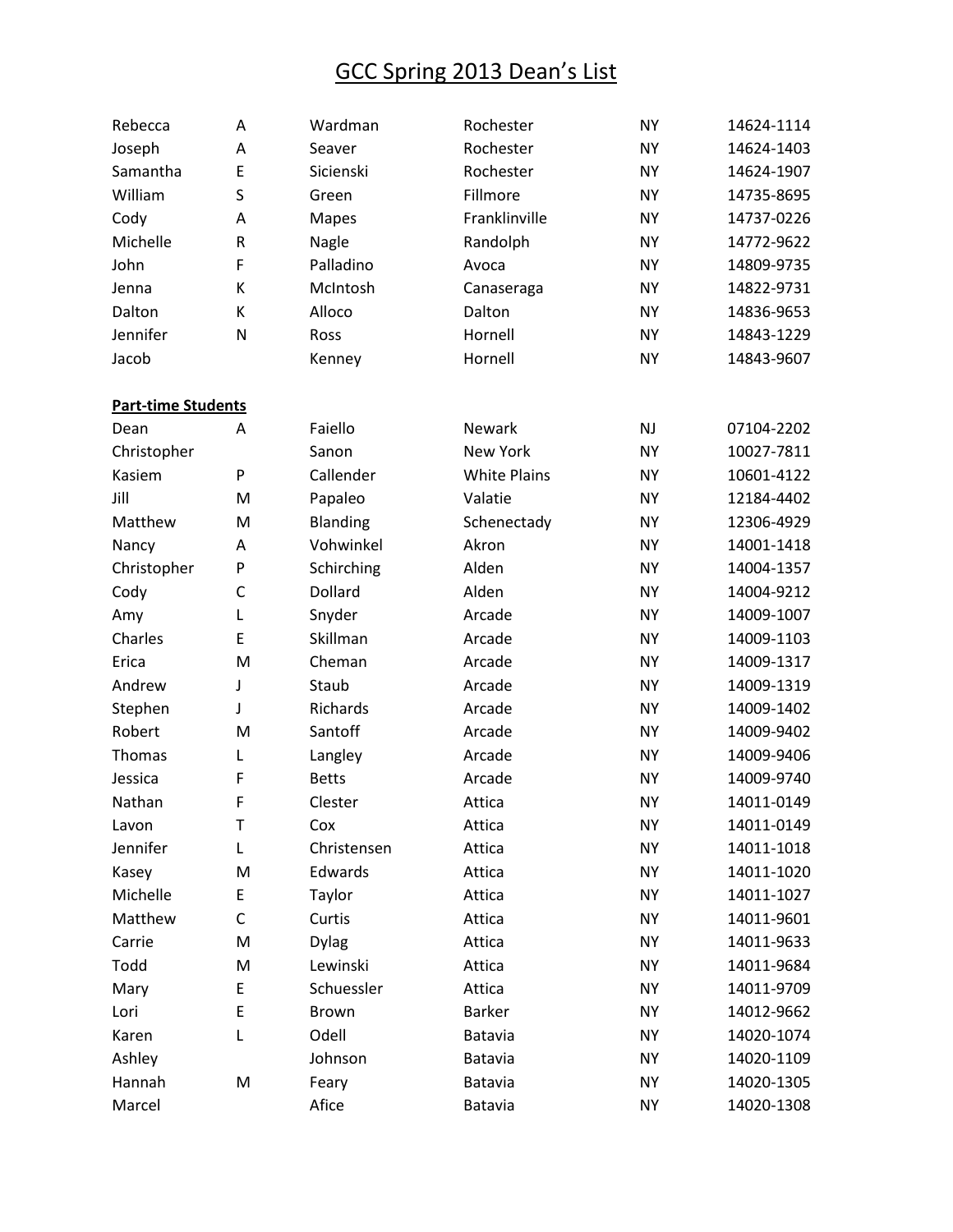# GCC Spring 2013 Dean's List

| | | | | | |
|---|---|---|---|---|---|
| Rebecca | A | Wardman | Rochester | NY | 14624-1114 |
| Joseph | A | Seaver | Rochester | NY | 14624-1403 |
| Samantha | E | Sicienski | Rochester | NY | 14624-1907 |
| William | S | Green | Fillmore | NY | 14735-8695 |
| Cody | A | Mapes | Franklinville | NY | 14737-0226 |
| Michelle | R | Nagle | Randolph | NY | 14772-9622 |
| John | F | Palladino | Avoca | NY | 14809-9735 |
| Jenna | K | McIntosh | Canaseraga | NY | 14822-9731 |
| Dalton | K | Alloco | Dalton | NY | 14836-9653 |
| Jennifer | N | Ross | Hornell | NY | 14843-1229 |
| Jacob | | Kenney | Hornell | NY | 14843-9607 |

**Part-time Students**

| | | | | | |
|---|---|---|---|---|---|
| Dean | A | Faiello | Newark | NJ | 07104-2202 |
| Christopher | | Sanon | New York | NY | 10027-7811 |
| Kasiem | P | Callender | White Plains | NY | 10601-4122 |
| Jill | M | Papaleo | Valatie | NY | 12184-4402 |
| Matthew | M | Blanding | Schenectady | NY | 12306-4929 |
| Nancy | A | Vohwinkel | Akron | NY | 14001-1418 |
| Christopher | P | Schirching | Alden | NY | 14004-1357 |
| Cody | C | Dollard | Alden | NY | 14004-9212 |
| Amy | L | Snyder | Arcade | NY | 14009-1007 |
| Charles | E | Skillman | Arcade | NY | 14009-1103 |
| Erica | M | Cheman | Arcade | NY | 14009-1317 |
| Andrew | J | Staub | Arcade | NY | 14009-1319 |
| Stephen | J | Richards | Arcade | NY | 14009-1402 |
| Robert | M | Santoff | Arcade | NY | 14009-9402 |
| Thomas | L | Langley | Arcade | NY | 14009-9406 |
| Jessica | F | Betts | Arcade | NY | 14009-9740 |
| Nathan | F | Clester | Attica | NY | 14011-0149 |
| Lavon | T | Cox | Attica | NY | 14011-0149 |
| Jennifer | L | Christensen | Attica | NY | 14011-1018 |
| Kasey | M | Edwards | Attica | NY | 14011-1020 |
| Michelle | E | Taylor | Attica | NY | 14011-1027 |
| Matthew | C | Curtis | Attica | NY | 14011-9601 |
| Carrie | M | Dylag | Attica | NY | 14011-9633 |
| Todd | M | Lewinski | Attica | NY | 14011-9684 |
| Mary | E | Schuessler | Attica | NY | 14011-9709 |
| Lori | E | Brown | Barker | NY | 14012-9662 |
| Karen | L | Odell | Batavia | NY | 14020-1074 |
| Ashley | | Johnson | Batavia | NY | 14020-1109 |
| Hannah | M | Feary | Batavia | NY | 14020-1305 |
| Marcel | | Afice | Batavia | NY | 14020-1308 |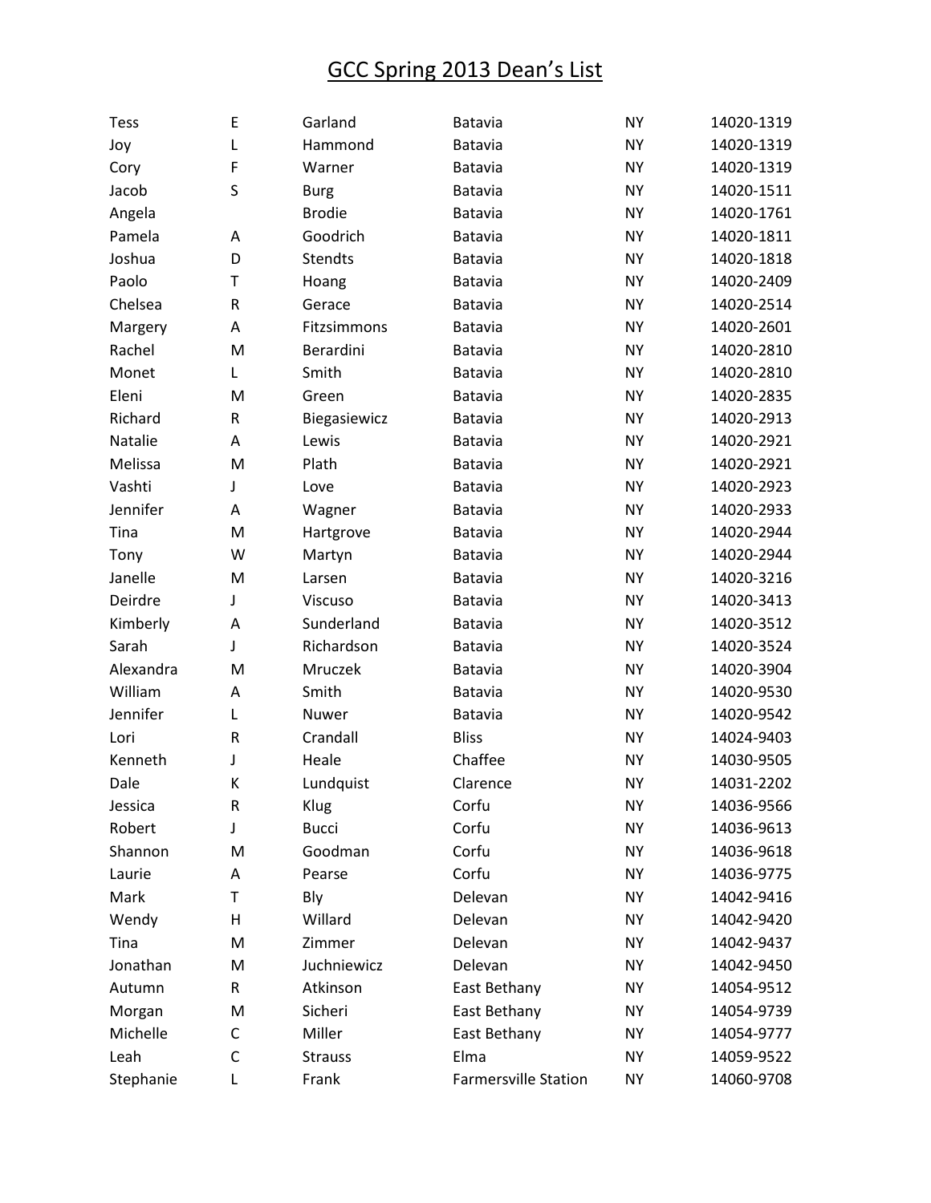# GCC Spring 2013 Dean's List

| | | | | | |
|---|---|---|---|---|---|
| Tess | E | Garland | Batavia | NY | 14020-1319 |
| Joy | L | Hammond | Batavia | NY | 14020-1319 |
| Cory | F | Warner | Batavia | NY | 14020-1319 |
| Jacob | S | Burg | Batavia | NY | 14020-1511 |
| Angela | | Brodie | Batavia | NY | 14020-1761 |
| Pamela | A | Goodrich | Batavia | NY | 14020-1811 |
| Joshua | D | Stendts | Batavia | NY | 14020-1818 |
| Paolo | T | Hoang | Batavia | NY | 14020-2409 |
| Chelsea | R | Gerace | Batavia | NY | 14020-2514 |
| Margery | A | Fitzsimmons | Batavia | NY | 14020-2601 |
| Rachel | M | Berardini | Batavia | NY | 14020-2810 |
| Monet | L | Smith | Batavia | NY | 14020-2810 |
| Eleni | M | Green | Batavia | NY | 14020-2835 |
| Richard | R | Biegasiewicz | Batavia | NY | 14020-2913 |
| Natalie | A | Lewis | Batavia | NY | 14020-2921 |
| Melissa | M | Plath | Batavia | NY | 14020-2921 |
| Vashti | J | Love | Batavia | NY | 14020-2923 |
| Jennifer | A | Wagner | Batavia | NY | 14020-2933 |
| Tina | M | Hartgrove | Batavia | NY | 14020-2944 |
| Tony | W | Martyn | Batavia | NY | 14020-2944 |
| Janelle | M | Larsen | Batavia | NY | 14020-3216 |
| Deirdre | J | Viscuso | Batavia | NY | 14020-3413 |
| Kimberly | A | Sunderland | Batavia | NY | 14020-3512 |
| Sarah | J | Richardson | Batavia | NY | 14020-3524 |
| Alexandra | M | Mruczek | Batavia | NY | 14020-3904 |
| William | A | Smith | Batavia | NY | 14020-9530 |
| Jennifer | L | Nuwer | Batavia | NY | 14020-9542 |
| Lori | R | Crandall | Bliss | NY | 14024-9403 |
| Kenneth | J | Heale | Chaffee | NY | 14030-9505 |
| Dale | K | Lundquist | Clarence | NY | 14031-2202 |
| Jessica | R | Klug | Corfu | NY | 14036-9566 |
| Robert | J | Bucci | Corfu | NY | 14036-9613 |
| Shannon | M | Goodman | Corfu | NY | 14036-9618 |
| Laurie | A | Pearse | Corfu | NY | 14036-9775 |
| Mark | T | Bly | Delevan | NY | 14042-9416 |
| Wendy | H | Willard | Delevan | NY | 14042-9420 |
| Tina | M | Zimmer | Delevan | NY | 14042-9437 |
| Jonathan | M | Juchniewicz | Delevan | NY | 14042-9450 |
| Autumn | R | Atkinson | East Bethany | NY | 14054-9512 |
| Morgan | M | Sicheri | East Bethany | NY | 14054-9739 |
| Michelle | C | Miller | East Bethany | NY | 14054-9777 |
| Leah | C | Strauss | Elma | NY | 14059-9522 |
| Stephanie | L | Frank | Farmersville Station | NY | 14060-9708 |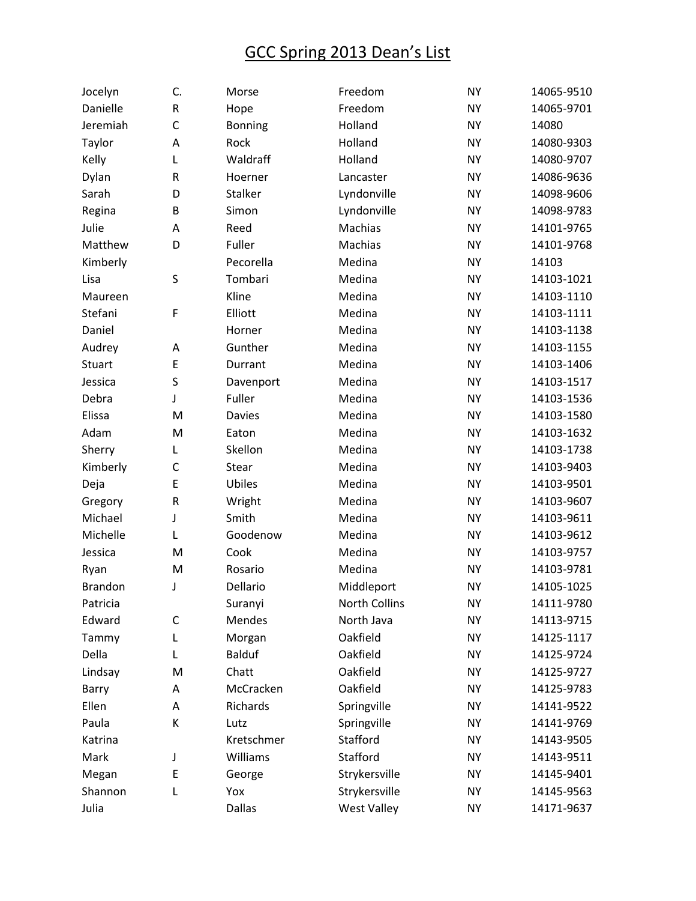# GCC Spring 2013 Dean's List

| | | | | | |
|---|---|---|---|---|---|
| Jocelyn | C. | Morse | Freedom | NY | 14065-9510 |
| Danielle | R | Hope | Freedom | NY | 14065-9701 |
| Jeremiah | C | Bonning | Holland | NY | 14080 |
| Taylor | A | Rock | Holland | NY | 14080-9303 |
| Kelly | L | Waldraff | Holland | NY | 14080-9707 |
| Dylan | R | Hoerner | Lancaster | NY | 14086-9636 |
| Sarah | D | Stalker | Lyndonville | NY | 14098-9606 |
| Regina | B | Simon | Lyndonville | NY | 14098-9783 |
| Julie | A | Reed | Machias | NY | 14101-9765 |
| Matthew | D | Fuller | Machias | NY | 14101-9768 |
| Kimberly | | Pecorella | Medina | NY | 14103 |
| Lisa | S | Tombari | Medina | NY | 14103-1021 |
| Maureen | | Kline | Medina | NY | 14103-1110 |
| Stefani | F | Elliott | Medina | NY | 14103-1111 |
| Daniel | | Horner | Medina | NY | 14103-1138 |
| Audrey | A | Gunther | Medina | NY | 14103-1155 |
| Stuart | E | Durrant | Medina | NY | 14103-1406 |
| Jessica | S | Davenport | Medina | NY | 14103-1517 |
| Debra | J | Fuller | Medina | NY | 14103-1536 |
| Elissa | M | Davies | Medina | NY | 14103-1580 |
| Adam | M | Eaton | Medina | NY | 14103-1632 |
| Sherry | L | Skellon | Medina | NY | 14103-1738 |
| Kimberly | C | Stear | Medina | NY | 14103-9403 |
| Deja | E | Ubiles | Medina | NY | 14103-9501 |
| Gregory | R | Wright | Medina | NY | 14103-9607 |
| Michael | J | Smith | Medina | NY | 14103-9611 |
| Michelle | L | Goodenow | Medina | NY | 14103-9612 |
| Jessica | M | Cook | Medina | NY | 14103-9757 |
| Ryan | M | Rosario | Medina | NY | 14103-9781 |
| Brandon | J | Dellario | Middleport | NY | 14105-1025 |
| Patricia | | Suranyi | North Collins | NY | 14111-9780 |
| Edward | C | Mendes | North Java | NY | 14113-9715 |
| Tammy | L | Morgan | Oakfield | NY | 14125-1117 |
| Della | L | Balduf | Oakfield | NY | 14125-9724 |
| Lindsay | M | Chatt | Oakfield | NY | 14125-9727 |
| Barry | A | McCracken | Oakfield | NY | 14125-9783 |
| Ellen | A | Richards | Springville | NY | 14141-9522 |
| Paula | K | Lutz | Springville | NY | 14141-9769 |
| Katrina | | Kretschmer | Stafford | NY | 14143-9505 |
| Mark | J | Williams | Stafford | NY | 14143-9511 |
| Megan | E | George | Strykersville | NY | 14145-9401 |
| Shannon | L | Yox | Strykersville | NY | 14145-9563 |
| Julia | | Dallas | West Valley | NY | 14171-9637 |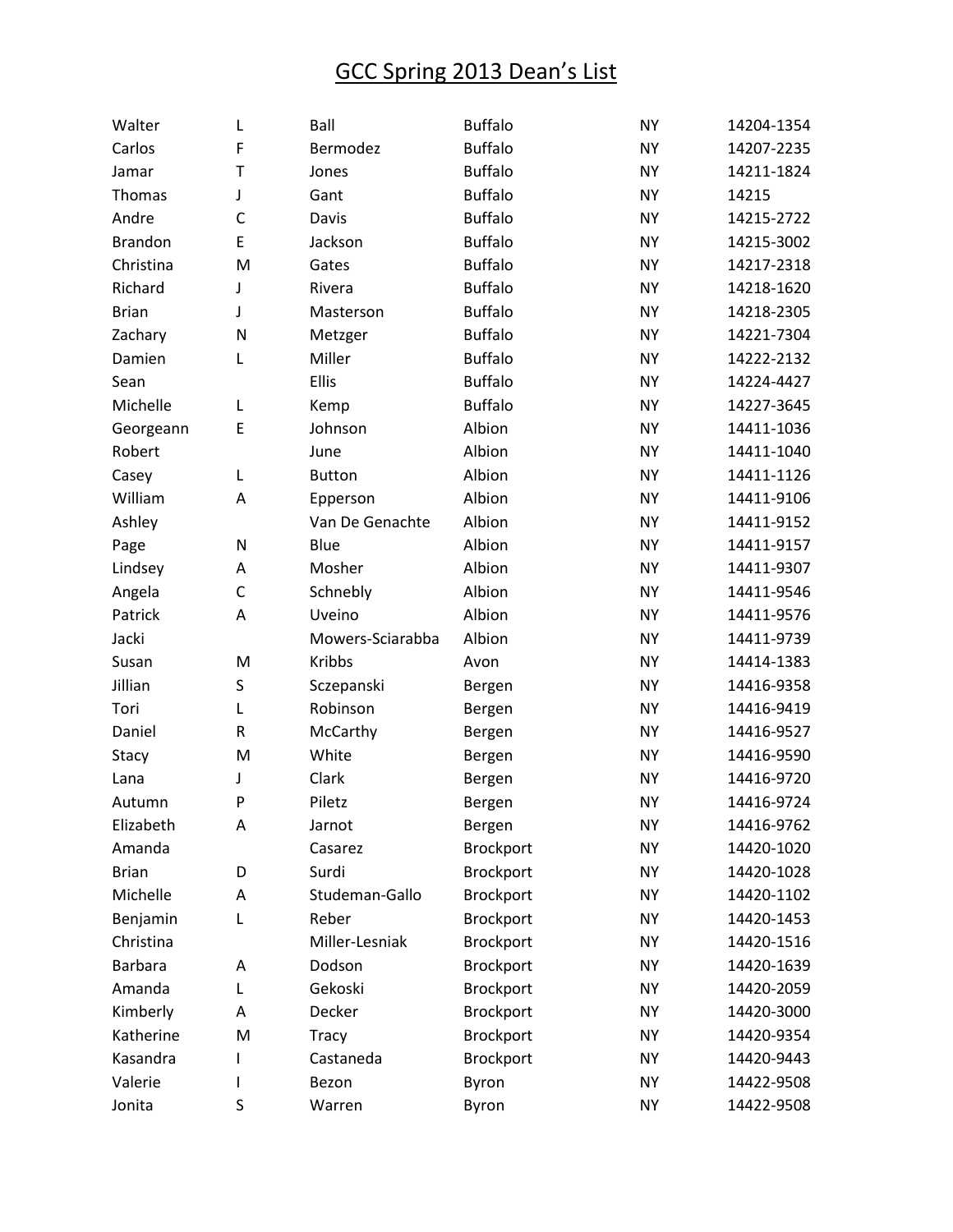# GCC Spring 2013 Dean's List

| | | | | | |
|---|---|---|---|---|---|
| Walter | L | Ball | Buffalo | NY | 14204-1354 |
| Carlos | F | Bermodez | Buffalo | NY | 14207-2235 |
| Jamar | T | Jones | Buffalo | NY | 14211-1824 |
| Thomas | J | Gant | Buffalo | NY | 14215 |
| Andre | C | Davis | Buffalo | NY | 14215-2722 |
| Brandon | E | Jackson | Buffalo | NY | 14215-3002 |
| Christina | M | Gates | Buffalo | NY | 14217-2318 |
| Richard | J | Rivera | Buffalo | NY | 14218-1620 |
| Brian | J | Masterson | Buffalo | NY | 14218-2305 |
| Zachary | N | Metzger | Buffalo | NY | 14221-7304 |
| Damien | L | Miller | Buffalo | NY | 14222-2132 |
| Sean | | Ellis | Buffalo | NY | 14224-4427 |
| Michelle | L | Kemp | Buffalo | NY | 14227-3645 |
| Georgeann | E | Johnson | Albion | NY | 14411-1036 |
| Robert | | June | Albion | NY | 14411-1040 |
| Casey | L | Button | Albion | NY | 14411-1126 |
| William | A | Epperson | Albion | NY | 14411-9106 |
| Ashley | | Van De Genachte | Albion | NY | 14411-9152 |
| Page | N | Blue | Albion | NY | 14411-9157 |
| Lindsey | A | Mosher | Albion | NY | 14411-9307 |
| Angela | C | Schnebly | Albion | NY | 14411-9546 |
| Patrick | A | Uveino | Albion | NY | 14411-9576 |
| Jacki | | Mowers-Sciarabba | Albion | NY | 14411-9739 |
| Susan | M | Kribbs | Avon | NY | 14414-1383 |
| Jillian | S | Sczepanski | Bergen | NY | 14416-9358 |
| Tori | L | Robinson | Bergen | NY | 14416-9419 |
| Daniel | R | McCarthy | Bergen | NY | 14416-9527 |
| Stacy | M | White | Bergen | NY | 14416-9590 |
| Lana | J | Clark | Bergen | NY | 14416-9720 |
| Autumn | P | Piletz | Bergen | NY | 14416-9724 |
| Elizabeth | A | Jarnot | Bergen | NY | 14416-9762 |
| Amanda | | Casarez | Brockport | NY | 14420-1020 |
| Brian | D | Surdi | Brockport | NY | 14420-1028 |
| Michelle | A | Studeman-Gallo | Brockport | NY | 14420-1102 |
| Benjamin | L | Reber | Brockport | NY | 14420-1453 |
| Christina | | Miller-Lesniak | Brockport | NY | 14420-1516 |
| Barbara | A | Dodson | Brockport | NY | 14420-1639 |
| Amanda | L | Gekoski | Brockport | NY | 14420-2059 |
| Kimberly | A | Decker | Brockport | NY | 14420-3000 |
| Katherine | M | Tracy | Brockport | NY | 14420-9354 |
| Kasandra | I | Castaneda | Brockport | NY | 14420-9443 |
| Valerie | I | Bezon | Byron | NY | 14422-9508 |
| Jonita | S | Warren | Byron | NY | 14422-9508 |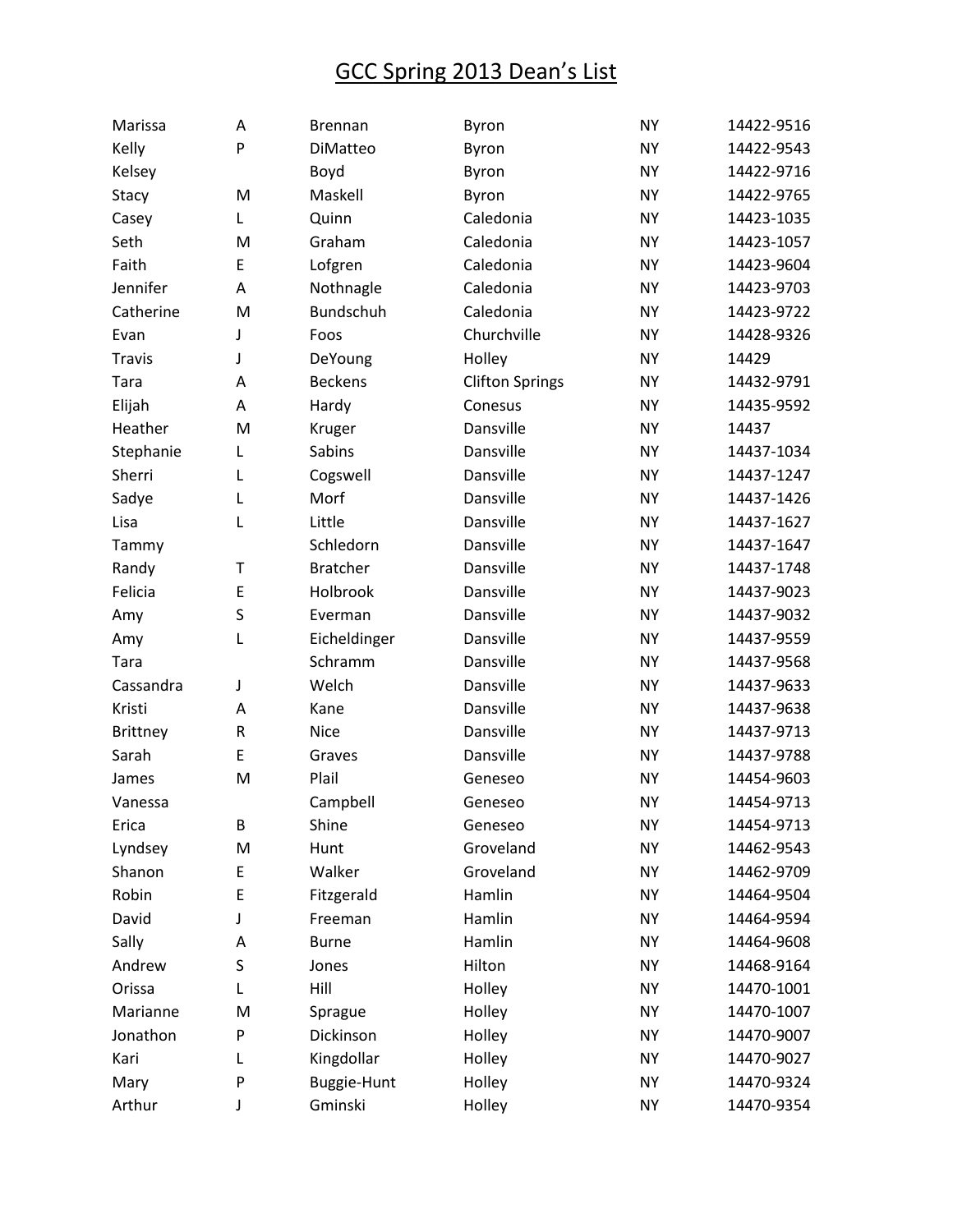# GCC Spring 2013 Dean's List

| | | | | | |
|---|---|---|---|---|---|
| Marissa | A | Brennan | Byron | NY | 14422-9516 |
| Kelly | P | DiMatteo | Byron | NY | 14422-9543 |
| Kelsey | | Boyd | Byron | NY | 14422-9716 |
| Stacy | M | Maskell | Byron | NY | 14422-9765 |
| Casey | L | Quinn | Caledonia | NY | 14423-1035 |
| Seth | M | Graham | Caledonia | NY | 14423-1057 |
| Faith | E | Lofgren | Caledonia | NY | 14423-9604 |
| Jennifer | A | Nothnagle | Caledonia | NY | 14423-9703 |
| Catherine | M | Bundschuh | Caledonia | NY | 14423-9722 |
| Evan | J | Foos | Churchville | NY | 14428-9326 |
| Travis | J | DeYoung | Holley | NY | 14429 |
| Tara | A | Beckens | Clifton Springs | NY | 14432-9791 |
| Elijah | A | Hardy | Conesus | NY | 14435-9592 |
| Heather | M | Kruger | Dansville | NY | 14437 |
| Stephanie | L | Sabins | Dansville | NY | 14437-1034 |
| Sherri | L | Cogswell | Dansville | NY | 14437-1247 |
| Sadye | L | Morf | Dansville | NY | 14437-1426 |
| Lisa | L | Little | Dansville | NY | 14437-1627 |
| Tammy | | Schledorn | Dansville | NY | 14437-1647 |
| Randy | T | Bratcher | Dansville | NY | 14437-1748 |
| Felicia | E | Holbrook | Dansville | NY | 14437-9023 |
| Amy | S | Everman | Dansville | NY | 14437-9032 |
| Amy | L | Eicheldinger | Dansville | NY | 14437-9559 |
| Tara | | Schramm | Dansville | NY | 14437-9568 |
| Cassandra | J | Welch | Dansville | NY | 14437-9633 |
| Kristi | A | Kane | Dansville | NY | 14437-9638 |
| Brittney | R | Nice | Dansville | NY | 14437-9713 |
| Sarah | E | Graves | Dansville | NY | 14437-9788 |
| James | M | Plail | Geneseo | NY | 14454-9603 |
| Vanessa | | Campbell | Geneseo | NY | 14454-9713 |
| Erica | B | Shine | Geneseo | NY | 14454-9713 |
| Lyndsey | M | Hunt | Groveland | NY | 14462-9543 |
| Shanon | E | Walker | Groveland | NY | 14462-9709 |
| Robin | E | Fitzgerald | Hamlin | NY | 14464-9504 |
| David | J | Freeman | Hamlin | NY | 14464-9594 |
| Sally | A | Burne | Hamlin | NY | 14464-9608 |
| Andrew | S | Jones | Hilton | NY | 14468-9164 |
| Orissa | L | Hill | Holley | NY | 14470-1001 |
| Marianne | M | Sprague | Holley | NY | 14470-1007 |
| Jonathon | P | Dickinson | Holley | NY | 14470-9007 |
| Kari | L | Kingdollar | Holley | NY | 14470-9027 |
| Mary | P | Buggie-Hunt | Holley | NY | 14470-9324 |
| Arthur | J | Gminski | Holley | NY | 14470-9354 |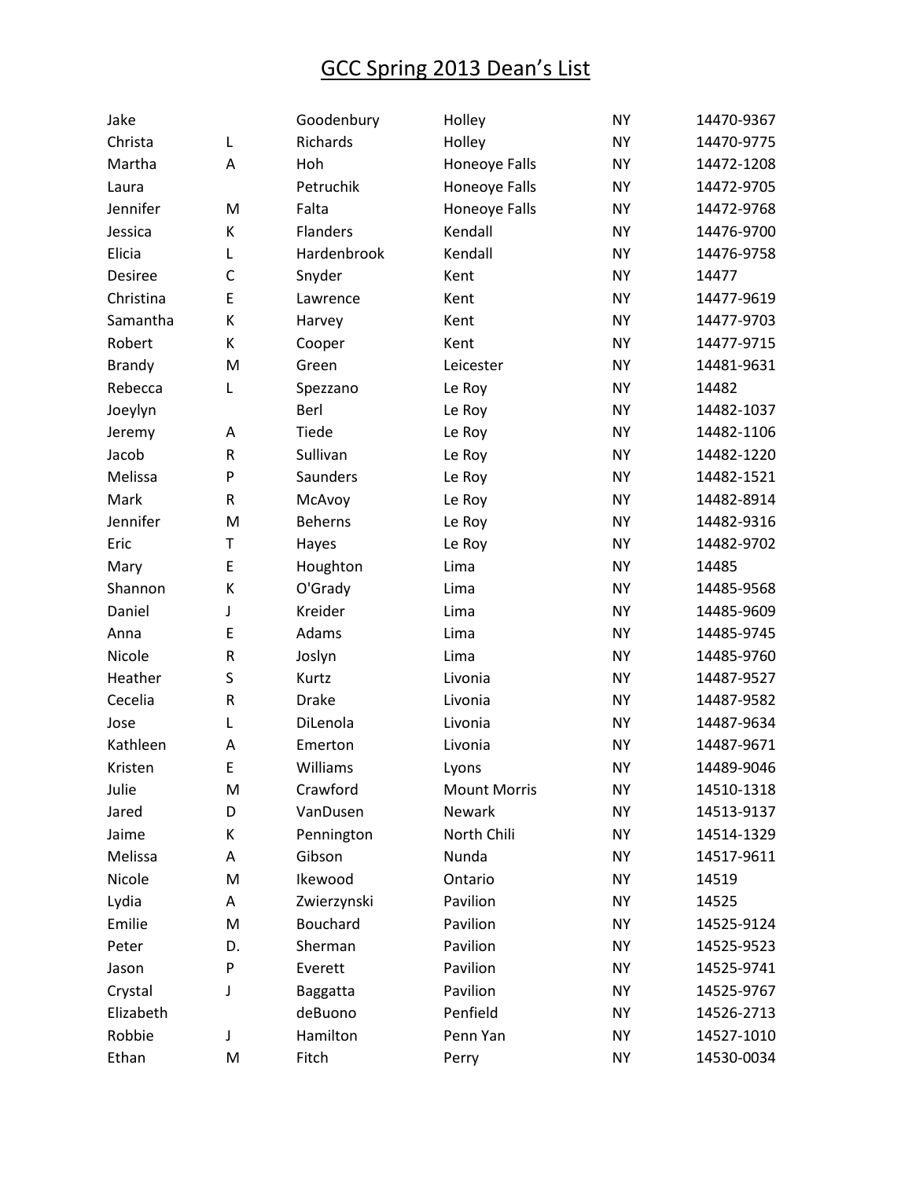# GCC Spring 2013 Dean's List

| | | | | | |
|---|---|---|---|---|---|
| Jake | | Goodenbury | Holley | NY | 14470-9367 |
| Christa | L | Richards | Holley | NY | 14470-9775 |
| Martha | A | Hoh | Honeoye Falls | NY | 14472-1208 |
| Laura | | Petruchik | Honeoye Falls | NY | 14472-9705 |
| Jennifer | M | Falta | Honeoye Falls | NY | 14472-9768 |
| Jessica | K | Flanders | Kendall | NY | 14476-9700 |
| Elicia | L | Hardenbrook | Kendall | NY | 14476-9758 |
| Desiree | C | Snyder | Kent | NY | 14477 |
| Christina | E | Lawrence | Kent | NY | 14477-9619 |
| Samantha | K | Harvey | Kent | NY | 14477-9703 |
| Robert | K | Cooper | Kent | NY | 14477-9715 |
| Brandy | M | Green | Leicester | NY | 14481-9631 |
| Rebecca | L | Spezzano | Le Roy | NY | 14482 |
| Joeylyn | | Berl | Le Roy | NY | 14482-1037 |
| Jeremy | A | Tiede | Le Roy | NY | 14482-1106 |
| Jacob | R | Sullivan | Le Roy | NY | 14482-1220 |
| Melissa | P | Saunders | Le Roy | NY | 14482-1521 |
| Mark | R | McAvoy | Le Roy | NY | 14482-8914 |
| Jennifer | M | Beherns | Le Roy | NY | 14482-9316 |
| Eric | T | Hayes | Le Roy | NY | 14482-9702 |
| Mary | E | Houghton | Lima | NY | 14485 |
| Shannon | K | O'Grady | Lima | NY | 14485-9568 |
| Daniel | J | Kreider | Lima | NY | 14485-9609 |
| Anna | E | Adams | Lima | NY | 14485-9745 |
| Nicole | R | Joslyn | Lima | NY | 14485-9760 |
| Heather | S | Kurtz | Livonia | NY | 14487-9527 |
| Cecelia | R | Drake | Livonia | NY | 14487-9582 |
| Jose | L | DiLenola | Livonia | NY | 14487-9634 |
| Kathleen | A | Emerton | Livonia | NY | 14487-9671 |
| Kristen | E | Williams | Lyons | NY | 14489-9046 |
| Julie | M | Crawford | Mount Morris | NY | 14510-1318 |
| Jared | D | VanDusen | Newark | NY | 14513-9137 |
| Jaime | K | Pennington | North Chili | NY | 14514-1329 |
| Melissa | A | Gibson | Nunda | NY | 14517-9611 |
| Nicole | M | Ikewood | Ontario | NY | 14519 |
| Lydia | A | Zwierzynski | Pavilion | NY | 14525 |
| Emilie | M | Bouchard | Pavilion | NY | 14525-9124 |
| Peter | D. | Sherman | Pavilion | NY | 14525-9523 |
| Jason | P | Everett | Pavilion | NY | 14525-9741 |
| Crystal | J | Baggatta | Pavilion | NY | 14525-9767 |
| Elizabeth | | deBuono | Penfield | NY | 14526-2713 |
| Robbie | J | Hamilton | Penn Yan | NY | 14527-1010 |
| Ethan | M | Fitch | Perry | NY | 14530-0034 |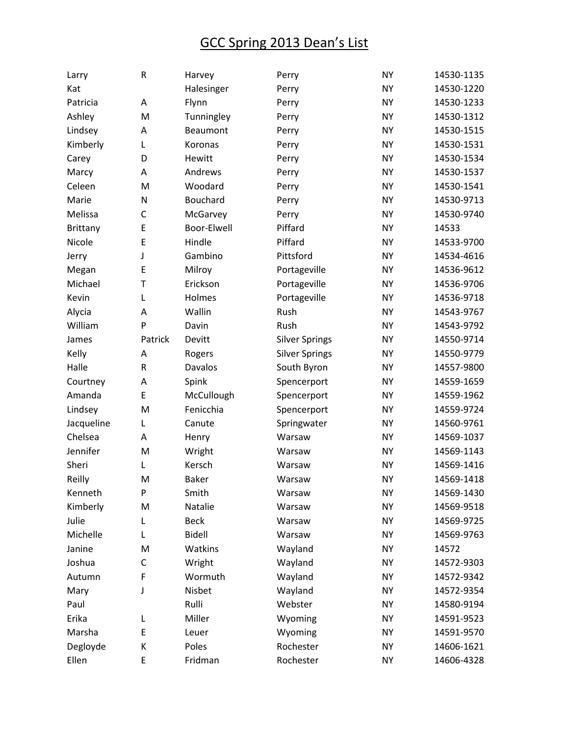# GCC Spring 2013 Dean's List

| | | | | | |
|---|---|---|---|---|---|
| Larry | R | Harvey | Perry | NY | 14530-1135 |
| Kat | | Halesinger | Perry | NY | 14530-1220 |
| Patricia | A | Flynn | Perry | NY | 14530-1233 |
| Ashley | M | Tunningley | Perry | NY | 14530-1312 |
| Lindsey | A | Beaumont | Perry | NY | 14530-1515 |
| Kimberly | L | Koronas | Perry | NY | 14530-1531 |
| Carey | D | Hewitt | Perry | NY | 14530-1534 |
| Marcy | A | Andrews | Perry | NY | 14530-1537 |
| Celeen | M | Woodard | Perry | NY | 14530-1541 |
| Marie | N | Bouchard | Perry | NY | 14530-9713 |
| Melissa | C | McGarvey | Perry | NY | 14530-9740 |
| Brittany | E | Boor-Elwell | Piffard | NY | 14533 |
| Nicole | E | Hindle | Piffard | NY | 14533-9700 |
| Jerry | J | Gambino | Pittsford | NY | 14534-4616 |
| Megan | E | Milroy | Portageville | NY | 14536-9612 |
| Michael | T | Erickson | Portageville | NY | 14536-9706 |
| Kevin | L | Holmes | Portageville | NY | 14536-9718 |
| Alycia | A | Wallin | Rush | NY | 14543-9767 |
| William | P | Davin | Rush | NY | 14543-9792 |
| James | Patrick | Devitt | Silver Springs | NY | 14550-9714 |
| Kelly | A | Rogers | Silver Springs | NY | 14550-9779 |
| Halle | R | Davalos | South Byron | NY | 14557-9800 |
| Courtney | A | Spink | Spencerport | NY | 14559-1659 |
| Amanda | E | McCullough | Spencerport | NY | 14559-1962 |
| Lindsey | M | Fenicchia | Spencerport | NY | 14559-9724 |
| Jacqueline | L | Canute | Springwater | NY | 14560-9761 |
| Chelsea | A | Henry | Warsaw | NY | 14569-1037 |
| Jennifer | M | Wright | Warsaw | NY | 14569-1143 |
| Sheri | L | Kersch | Warsaw | NY | 14569-1416 |
| Reilly | M | Baker | Warsaw | NY | 14569-1418 |
| Kenneth | P | Smith | Warsaw | NY | 14569-1430 |
| Kimberly | M | Natalie | Warsaw | NY | 14569-9518 |
| Julie | L | Beck | Warsaw | NY | 14569-9725 |
| Michelle | L | Bidell | Warsaw | NY | 14569-9763 |
| Janine | M | Watkins | Wayland | NY | 14572 |
| Joshua | C | Wright | Wayland | NY | 14572-9303 |
| Autumn | F | Wormuth | Wayland | NY | 14572-9342 |
| Mary | J | Nisbet | Wayland | NY | 14572-9354 |
| Paul | | Rulli | Webster | NY | 14580-9194 |
| Erika | L | Miller | Wyoming | NY | 14591-9523 |
| Marsha | E | Leuer | Wyoming | NY | 14591-9570 |
| Degloyde | K | Poles | Rochester | NY | 14606-1621 |
| Ellen | E | Fridman | Rochester | NY | 14606-4328 |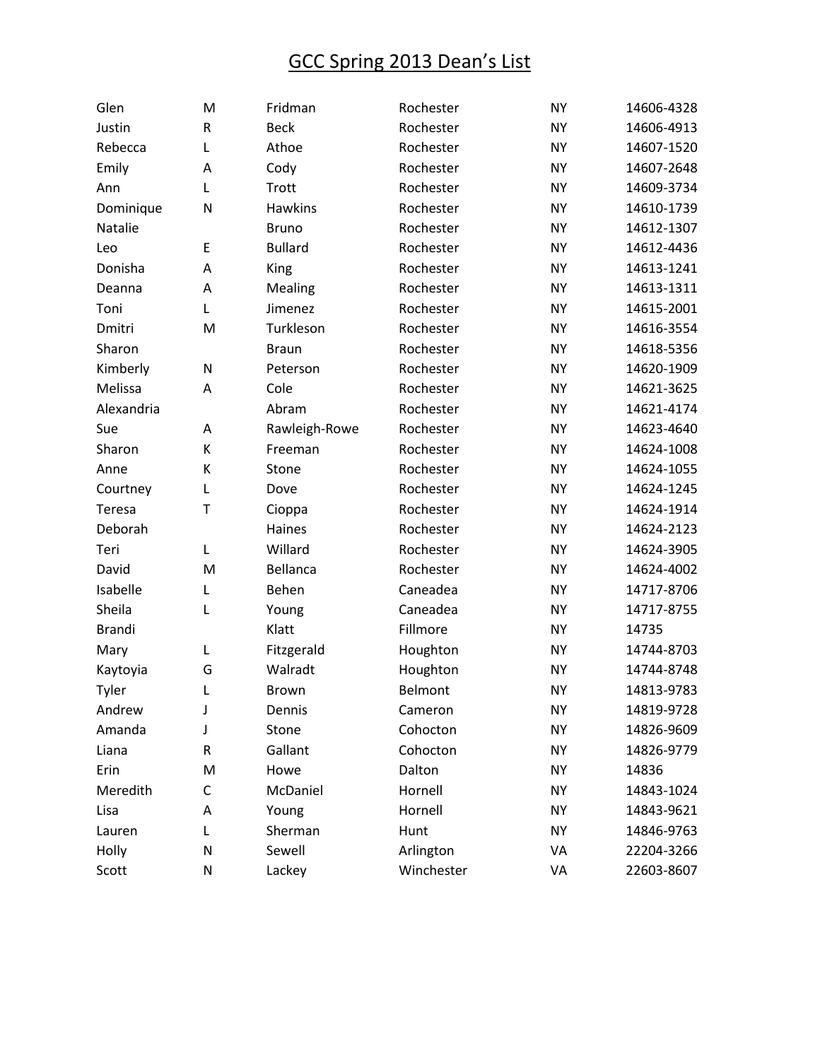# GCC Spring 2013 Dean's List

| | | | | | |
|---|---|---|---|---|---|
| Glen | M | Fridman | Rochester | NY | 14606-4328 |
| Justin | R | Beck | Rochester | NY | 14606-4913 |
| Rebecca | L | Athoe | Rochester | NY | 14607-1520 |
| Emily | A | Cody | Rochester | NY | 14607-2648 |
| Ann | L | Trott | Rochester | NY | 14609-3734 |
| Dominique | N | Hawkins | Rochester | NY | 14610-1739 |
| Natalie | | Bruno | Rochester | NY | 14612-1307 |
| Leo | E | Bullard | Rochester | NY | 14612-4436 |
| Donisha | A | King | Rochester | NY | 14613-1241 |
| Deanna | A | Mealing | Rochester | NY | 14613-1311 |
| Toni | L | Jimenez | Rochester | NY | 14615-2001 |
| Dmitri | M | Turkleson | Rochester | NY | 14616-3554 |
| Sharon | | Braun | Rochester | NY | 14618-5356 |
| Kimberly | N | Peterson | Rochester | NY | 14620-1909 |
| Melissa | A | Cole | Rochester | NY | 14621-3625 |
| Alexandria | | Abram | Rochester | NY | 14621-4174 |
| Sue | A | Rawleigh-Rowe | Rochester | NY | 14623-4640 |
| Sharon | K | Freeman | Rochester | NY | 14624-1008 |
| Anne | K | Stone | Rochester | NY | 14624-1055 |
| Courtney | L | Dove | Rochester | NY | 14624-1245 |
| Teresa | T | Cioppa | Rochester | NY | 14624-1914 |
| Deborah | | Haines | Rochester | NY | 14624-2123 |
| Teri | L | Willard | Rochester | NY | 14624-3905 |
| David | M | Bellanca | Rochester | NY | 14624-4002 |
| Isabelle | L | Behen | Caneadea | NY | 14717-8706 |
| Sheila | L | Young | Caneadea | NY | 14717-8755 |
| Brandi | | Klatt | Fillmore | NY | 14735 |
| Mary | L | Fitzgerald | Houghton | NY | 14744-8703 |
| Kaytoyia | G | Walradt | Houghton | NY | 14744-8748 |
| Tyler | L | Brown | Belmont | NY | 14813-9783 |
| Andrew | J | Dennis | Cameron | NY | 14819-9728 |
| Amanda | J | Stone | Cohocton | NY | 14826-9609 |
| Liana | R | Gallant | Cohocton | NY | 14826-9779 |
| Erin | M | Howe | Dalton | NY | 14836 |
| Meredith | C | McDaniel | Hornell | NY | 14843-1024 |
| Lisa | A | Young | Hornell | NY | 14843-9621 |
| Lauren | L | Sherman | Hunt | NY | 14846-9763 |
| Holly | N | Sewell | Arlington | VA | 22204-3266 |
| Scott | N | Lackey | Winchester | VA | 22603-8607 |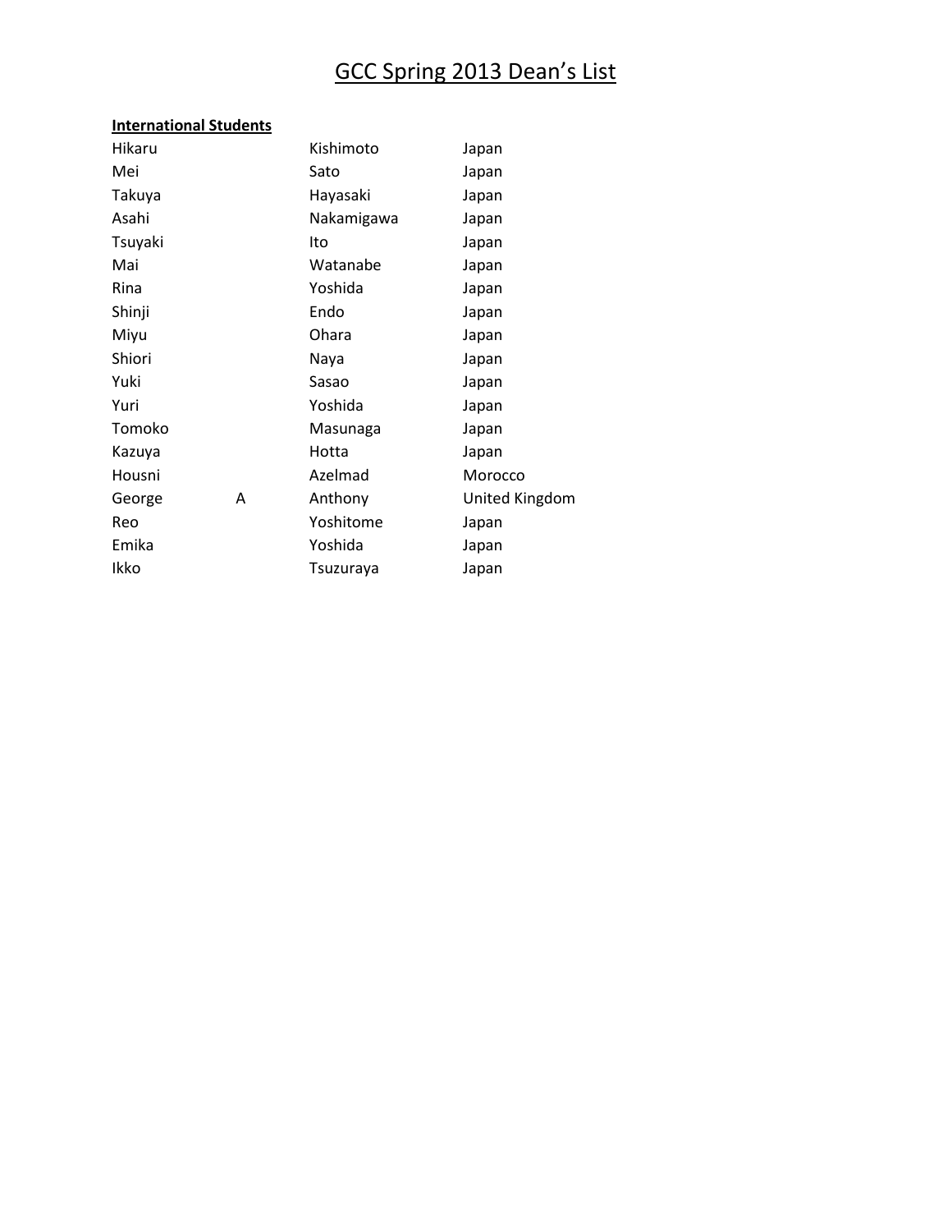# GCC Spring 2013 Dean's List

**International Students**

| | | | |
|---|---|---|---|
| Hikaru | | Kishimoto | Japan |
| Mei | | Sato | Japan |
| Takuya | | Hayasaki | Japan |
| Asahi | | Nakamigawa | Japan |
| Tsuyaki | | Ito | Japan |
| Mai | | Watanabe | Japan |
| Rina | | Yoshida | Japan |
| Shinji | | Endo | Japan |
| Miyu | | Ohara | Japan |
| Shiori | | Naya | Japan |
| Yuki | | Sasao | Japan |
| Yuri | | Yoshida | Japan |
| Tomoko | | Masunaga | Japan |
| Kazuya | | Hotta | Japan |
| Housni | | Azelmad | Morocco |
| George | A | Anthony | United Kingdom |
| Reo | | Yoshitome | Japan |
| Emika | | Yoshida | Japan |
| Ikko | | Tsuzuraya | Japan |